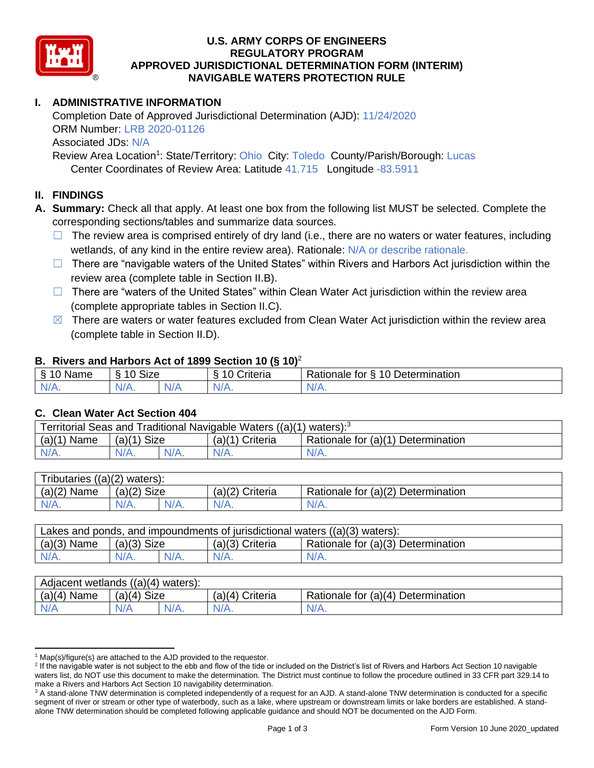# U.S. ARMY CORPS OF ENGINEERS
# REGULATORY PROGRAM
# APPROVED JURISDICTIONAL DETERMINATION FORM (INTERIM)
# NAVIGABLE WATERS PROTECTION RULE

## I. ADMINISTRATIVE INFORMATION

Completion Date of Approved Jurisdictional Determination (AJD): 11/24/2020
ORM Number: LRB 2020-01126
Associated JDs: N/A
Review Area Location[1]: State/Territory: Ohio City: Toledo County/Parish/Borough: Lucas
Center Coordinates of Review Area: Latitude 41.715 Longitude -83.5911

## II. FINDINGS

**A. Summary:** Check all that apply. At least one box from the following list MUST be selected. Complete the corresponding sections/tables and summarize data sources.

- ☐ The review area is comprised entirely of dry land (i.e., there are no waters or water features, including wetlands, of any kind in the entire review area). Rationale: N/A or describe rationale.
- ☐ There are "navigable waters of the United States" within Rivers and Harbors Act jurisdiction within the review area (complete table in Section II.B).
- ☐ There are "waters of the United States" within Clean Water Act jurisdiction within the review area (complete appropriate tables in Section II.C).
- ☒ There are waters or water features excluded from Clean Water Act jurisdiction within the review area (complete table in Section II.D).

### B. Rivers and Harbors Act of 1899 Section 10 (§ 10)[2]

| § 10 Name | § 10 Size | | § 10 Criteria | Rationale for § 10 Determination |
|---|---|---|---|---|
| N/A. | N/A. | N/A | N/A. | N/A. |

### C. Clean Water Act Section 404

| Territorial Seas and Traditional Navigable Waters ((a)(1) waters):[3] | | | | |
|---|---|---|---|---|
| (a)(1) Name | (a)(1) Size | | (a)(1) Criteria | Rationale for (a)(1) Determination |
| N/A. | N/A. | N/A. | N/A. | N/A. |

| Tributaries ((a)(2) waters): | | | | |
|---|---|---|---|---|
| (a)(2) Name | (a)(2) Size | | (a)(2) Criteria | Rationale for (a)(2) Determination |
| N/A. | N/A. | N/A. | N/A. | N/A. |

| Lakes and ponds, and impoundments of jurisdictional waters ((a)(3) waters): | | | | |
|---|---|---|---|---|
| (a)(3) Name | (a)(3) Size | | (a)(3) Criteria | Rationale for (a)(3) Determination |
| N/A. | N/A. | N/A. | N/A. | N/A. |

| Adjacent wetlands ((a)(4) waters): | | | | |
|---|---|---|---|---|
| (a)(4) Name | (a)(4) Size | | (a)(4) Criteria | Rationale for (a)(4) Determination |
| N/A | N/A | N/A. | N/A. | N/A. |

---

[1] Map(s)/figure(s) are attached to the AJD provided to the requestor.

[2] If the navigable water is not subject to the ebb and flow of the tide or included on the District's list of Rivers and Harbors Act Section 10 navigable waters list, do NOT use this document to make the determination. The District must continue to follow the procedure outlined in 33 CFR part 329.14 to make a Rivers and Harbors Act Section 10 navigability determination.

[3] A stand-alone TNW determination is completed independently of a request for an AJD. A stand-alone TNW determination is conducted for a specific segment of river or stream or other type of waterbody, such as a lake, where upstream or downstream limits or lake borders are established. A stand-alone TNW determination should be completed following applicable guidance and should NOT be documented on the AJD Form.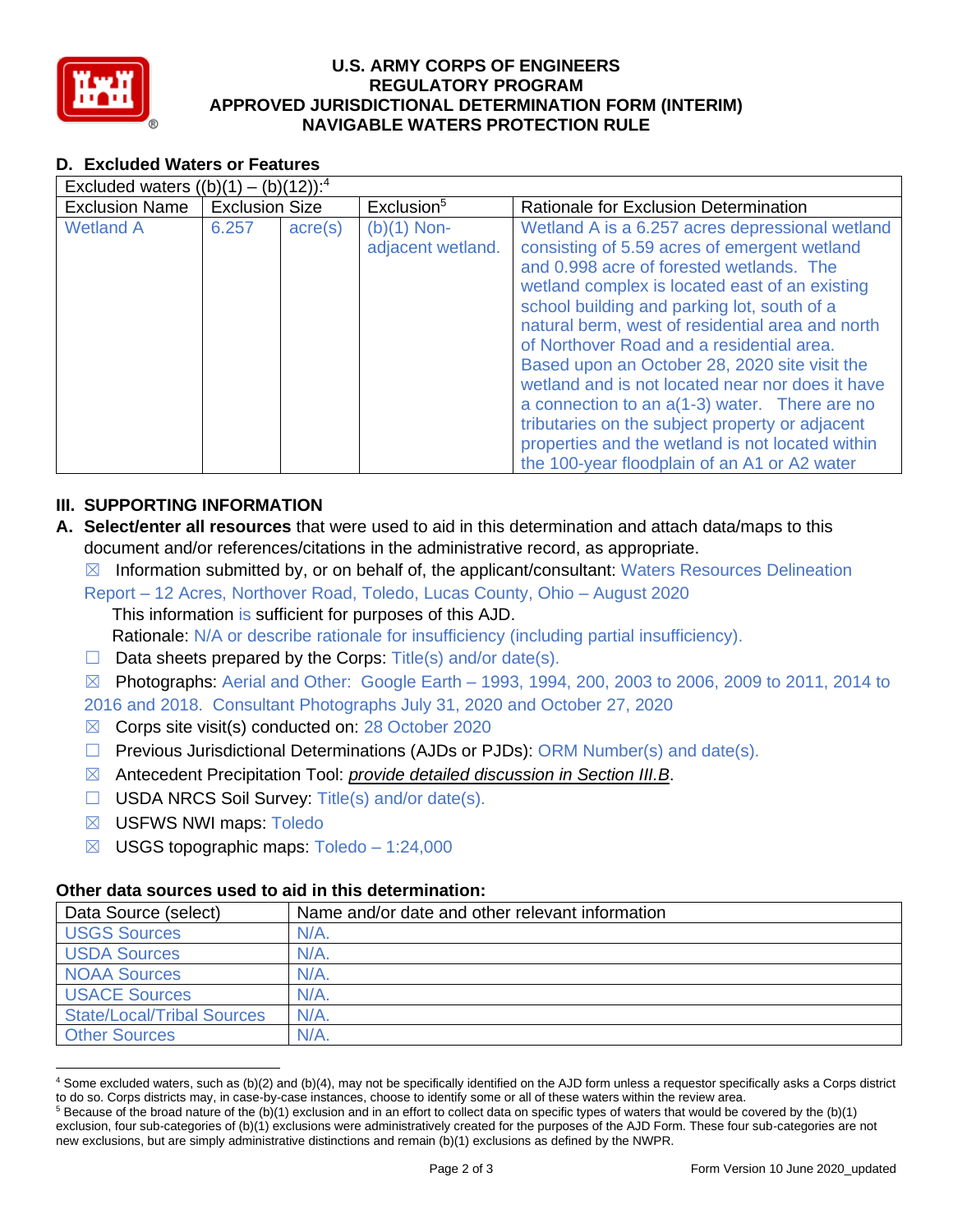# U.S. ARMY CORPS OF ENGINEERS REGULATORY PROGRAM APPROVED JURISDICTIONAL DETERMINATION FORM (INTERIM) NAVIGABLE WATERS PROTECTION RULE

## D. Excluded Waters or Features

| Excluded waters ((b)(1) – (b)(12)):[4] | | | | |
|---|---|---|---|---|
| Exclusion Name | Exclusion Size | | Exclusion[5] | Rationale for Exclusion Determination |
| Wetland A | 6.257 | acre(s) | (b)(1) Non-adjacent wetland. | Wetland A is a 6.257 acres depressional wetland consisting of 5.59 acres of emergent wetland and 0.998 acre of forested wetlands. The wetland complex is located east of an existing school building and parking lot, south of a natural berm, west of residential area and north of Northover Road and a residential area. Based upon an October 28, 2020 site visit the wetland and is not located near nor does it have a connection to an a(1-3) water. There are no tributaries on the subject property or adjacent properties and the wetland is not located within the 100-year floodplain of an A1 or A2 water |

## III. SUPPORTING INFORMATION

**A. Select/enter all resources** that were used to aid in this determination and attach data/maps to this document and/or references/citations in the administrative record, as appropriate.

☒ Information submitted by, or on behalf of, the applicant/consultant: Waters Resources Delineation Report – 12 Acres, Northover Road, Toledo, Lucas County, Ohio – August 2020

This information is sufficient for purposes of this AJD.

Rationale: N/A or describe rationale for insufficiency (including partial insufficiency).

☐ Data sheets prepared by the Corps: Title(s) and/or date(s).

☒ Photographs: Aerial and Other: Google Earth – 1993, 1994, 200, 2003 to 2006, 2009 to 2011, 2014 to 2016 and 2018. Consultant Photographs July 31, 2020 and October 27, 2020

☒ Corps site visit(s) conducted on: 28 October 2020

☐ Previous Jurisdictional Determinations (AJDs or PJDs): ORM Number(s) and date(s).

☒ Antecedent Precipitation Tool: *provide detailed discussion in Section III.B*.

☐ USDA NRCS Soil Survey: Title(s) and/or date(s).

☒ USFWS NWI maps: Toledo

☒ USGS topographic maps: Toledo – 1:24,000

### Other data sources used to aid in this determination:

| Data Source (select) | Name and/or date and other relevant information |
|---|---|
| USGS Sources | N/A. |
| USDA Sources | N/A. |
| NOAA Sources | N/A. |
| USACE Sources | N/A. |
| State/Local/Tribal Sources | N/A. |
| Other Sources | N/A. |

[4] Some excluded waters, such as (b)(2) and (b)(4), may not be specifically identified on the AJD form unless a requestor specifically asks a Corps district to do so. Corps districts may, in case-by-case instances, choose to identify some or all of these waters within the review area.

[5] Because of the broad nature of the (b)(1) exclusion and in an effort to collect data on specific types of waters that would be covered by the (b)(1) exclusion, four sub-categories of (b)(1) exclusions were administratively created for the purposes of the AJD Form. These four sub-categories are not new exclusions, but are simply administrative distinctions and remain (b)(1) exclusions as defined by the NWPR.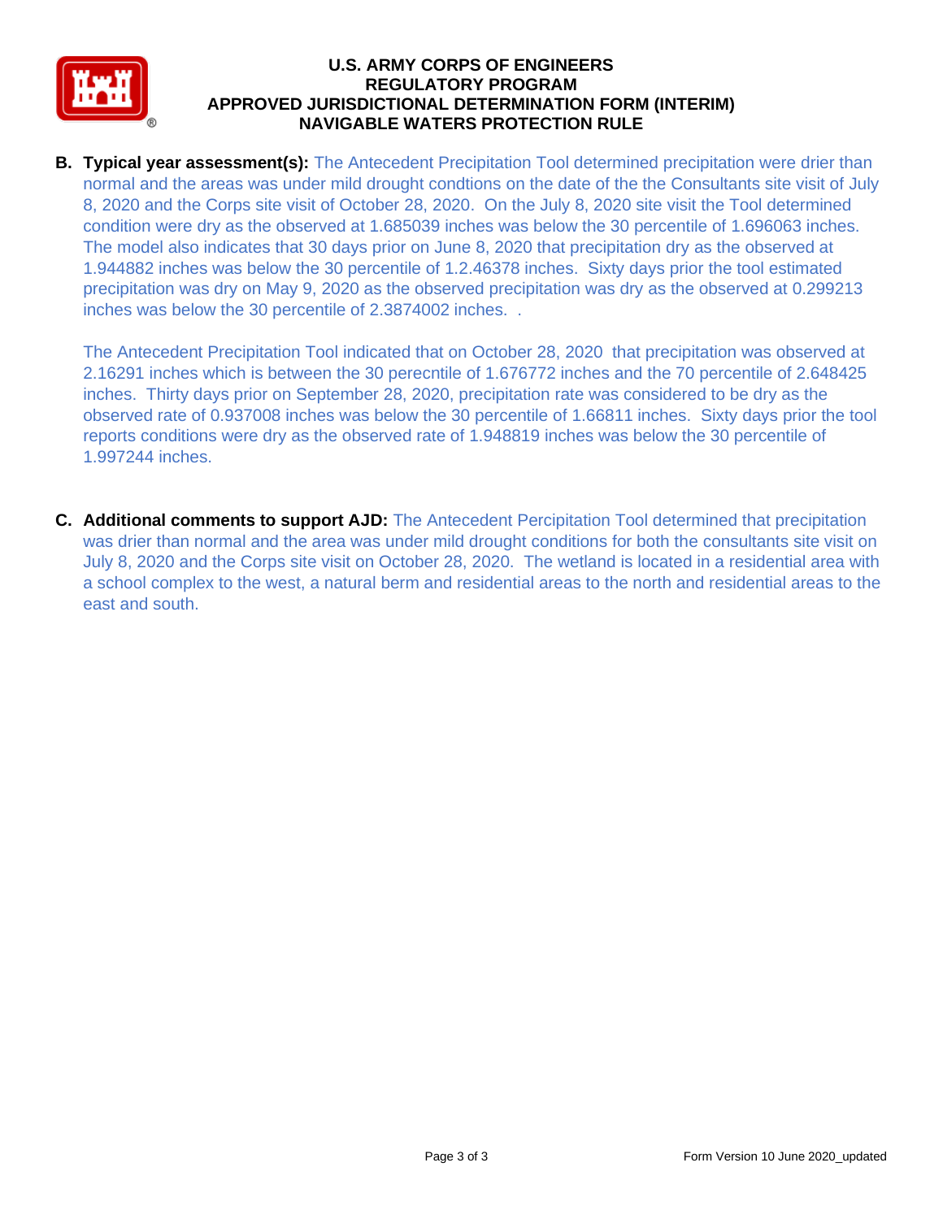# U.S. ARMY CORPS OF ENGINEERS
## REGULATORY PROGRAM
## APPROVED JURISDICTIONAL DETERMINATION FORM (INTERIM)
## NAVIGABLE WATERS PROTECTION RULE

**B. Typical year assessment(s):** The Antecedent Precipitation Tool determined precipitation were drier than normal and the areas was under mild drought condtions on the date of the the Consultants site visit of July 8, 2020 and the Corps site visit of October 28, 2020. On the July 8, 2020 site visit the Tool determined condition were dry as the observed at 1.685039 inches was below the 30 percentile of 1.696063 inches. The model also indicates that 30 days prior on June 8, 2020 that precipitation dry as the observed at 1.944882 inches was below the 30 percentile of 1.2.46378 inches. Sixty days prior the tool estimated precipitation was dry on May 9, 2020 as the observed precipitation was dry as the observed at 0.299213 inches was below the 30 percentile of 2.3874002 inches. .

The Antecedent Precipitation Tool indicated that on October 28, 2020 that precipitation was observed at 2.16291 inches which is between the 30 perecntile of 1.676772 inches and the 70 percentile of 2.648425 inches. Thirty days prior on September 28, 2020, precipitation rate was considered to be dry as the observed rate of 0.937008 inches was below the 30 percentile of 1.66811 inches. Sixty days prior the tool reports conditions were dry as the observed rate of 1.948819 inches was below the 30 percentile of 1.997244 inches.

**C. Additional comments to support AJD:** The Antecedent Percipitation Tool determined that precipitation was drier than normal and the area was under mild drought conditions for both the consultants site visit on July 8, 2020 and the Corps site visit on October 28, 2020. The wetland is located in a residential area with a school complex to the west, a natural berm and residential areas to the north and residential areas to the east and south.